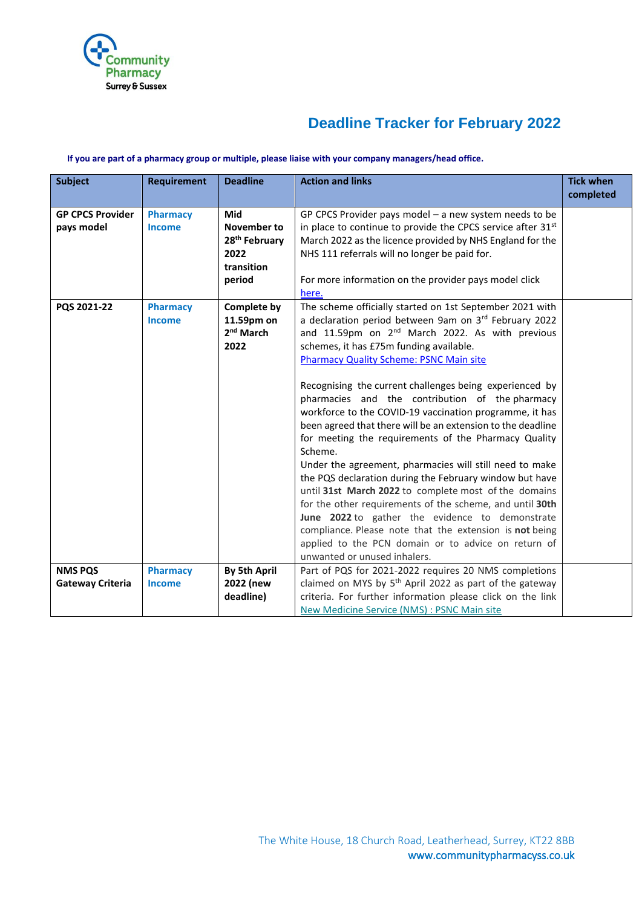Community Pharmacy Surrey & Sussex

# Deadline Tracker for February 2022

**If you are part of a pharmacy group or multiple, please liaise with your company managers/head office.**

| Subject | Requirement | Deadline | Action and links | Tick when completed |
|---|---|---|---|---|
| **GP CPCS Provider pays model** | **Pharmacy Income** | **Mid November to 28th February 2022 transition period** | GP CPCS Provider pays model – a new system needs to be in place to continue to provide the CPCS service after 31st March 2022 as the licence provided by NHS England for the NHS 111 referrals will no longer be paid for.<br><br>For more information on the provider pays model click here. | |
| **PQS 2021-22** | **Pharmacy Income** | **Complete by 11.59pm on 2nd March 2022** | The scheme officially started on 1st September 2021 with a declaration period between 9am on 3rd February 2022 and 11.59pm on 2nd March 2022. As with previous schemes, it has £75m funding available.<br>Pharmacy Quality Scheme: PSNC Main site<br><br>Recognising the current challenges being experienced by pharmacies and the contribution of the pharmacy workforce to the COVID-19 vaccination programme, it has been agreed that there will be an extension to the deadline for meeting the requirements of the Pharmacy Quality Scheme.<br>Under the agreement, pharmacies will still need to make the PQS declaration during the February window but have until **31st March 2022** to complete most of the domains for the other requirements of the scheme, and until **30th June 2022** to gather the evidence to demonstrate compliance. Please note that the extension is **not** being applied to the PCN domain or to advice on return of unwanted or unused inhalers. | |
| **NMS PQS Gateway Criteria** | **Pharmacy Income** | **By 5th April 2022 (new deadline)** | Part of PQS for 2021-2022 requires 20 NMS completions claimed on MYS by 5th April 2022 as part of the gateway criteria. For further information please click on the link New Medicine Service (NMS) : PSNC Main site | |

The White House, 18 Church Road, Leatherhead, Surrey, KT22 8BB
www.communitypharmacyss.co.uk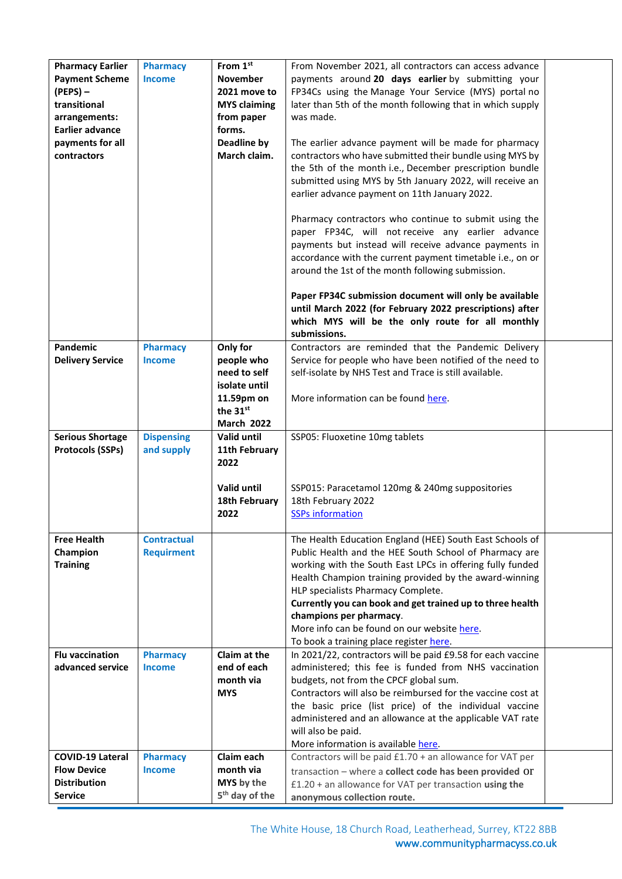| | | | | |
|---|---|---|---|---|
| **Pharmacy Earlier Payment Scheme (PEPS) – transitional arrangements: Earlier advance payments for all contractors** | Pharmacy Income | **From 1st November 2021 move to MYS claiming from paper forms. Deadline by March claim.** | From November 2021, all contractors can access advance payments around **20 days earlier** by submitting your FP34Cs using the Manage Your Service (MYS) portal no later than 5th of the month following that in which supply was made.<br><br>The earlier advance payment will be made for pharmacy contractors who have submitted their bundle using MYS by the 5th of the month i.e., December prescription bundle submitted using MYS by 5th January 2022, will receive an earlier advance payment on 11th January 2022.<br><br>Pharmacy contractors who continue to submit using the paper FP34C, will not receive any earlier advance payments but instead will receive advance payments in accordance with the current payment timetable i.e., on or around the 1st of the month following submission.<br><br>**Paper FP34C submission document will only be available until March 2022 (for February 2022 prescriptions) after which MYS will be the only route for all monthly submissions.** | |
| **Pandemic Delivery Service** | Pharmacy Income | **Only for people who need to self isolate until 11.59pm on the 31st March 2022** | Contractors are reminded that the Pandemic Delivery Service for people who have been notified of the need to self-isolate by NHS Test and Trace is still available.<br><br>More information can be found here. | |
| **Serious Shortage Protocols (SSPs)** | Dispensing and supply | **Valid until 11th February 2022**<br><br>**Valid until 18th February 2022** | SSP05: Fluoxetine 10mg tablets<br><br>SSP015: Paracetamol 120mg & 240mg suppositories 18th February 2022<br>SSPs information | |
| **Free Health Champion Training** | Contractual Requirment | | The Health Education England (HEE) South East Schools of Public Health and the HEE South School of Pharmacy are working with the South East LPCs in offering fully funded Health Champion training provided by the award-winning HLP specialists Pharmacy Complete.<br>**Currently you can book and get trained up to three health champions per pharmacy**.<br>More info can be found on our website here.<br>To book a training place register here. | |
| **Flu vaccination advanced service** | Pharmacy Income | **Claim at the end of each month via MYS** | In 2021/22, contractors will be paid £9.58 for each vaccine administered; this fee is funded from NHS vaccination budgets, not from the CPCF global sum.<br>Contractors will also be reimbursed for the vaccine cost at the basic price (list price) of the individual vaccine administered and an allowance at the applicable VAT rate will also be paid.<br>More information is available here. | |
| **COVID-19 Lateral Flow Device Distribution Service** | Pharmacy Income | **Claim each month via MYS by the 5th day of the** | Contractors will be paid £1.70 + an allowance for VAT per transaction – where a **collect code has been provided** or £1.20 + an allowance for VAT per transaction **using the anonymous collection route.** | |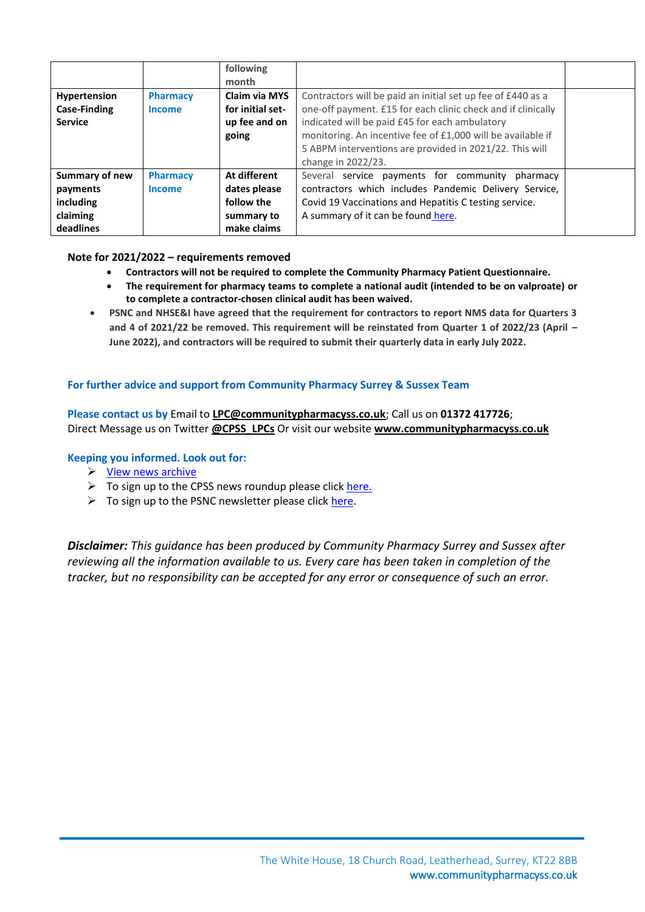| | | | | |
|---|---|---|---|---|
| | | **following month** | | |
| **Hypertension Case-Finding Service** | **Pharmacy Income** | **Claim via MYS for initial set-up fee and on going** | Contractors will be paid an initial set up fee of £440 as a one-off payment. £15 for each clinic check and if clinically indicated will be paid £45 for each ambulatory monitoring. An incentive fee of £1,000 will be available if 5 ABPM interventions are provided in 2021/22. This will change in 2022/23. | |
| **Summary of new payments including claiming deadlines** | **Pharmacy Income** | **At different dates please follow the summary to make claims** | Several service payments for community pharmacy contractors which includes Pandemic Delivery Service, Covid 19 Vaccinations and Hepatitis C testing service. A summary of it can be found here. | |

**Note for 2021/2022 – requirements removed**

- **Contractors will not be required to complete the Community Pharmacy Patient Questionnaire.**
- **The requirement for pharmacy teams to complete a national audit (intended to be on valproate) or to complete a contractor-chosen clinical audit has been waived.**
- **PSNC and NHSE&I have agreed that the requirement for contractors to report NMS data for Quarters 3 and 4 of 2021/22 be removed. This requirement will be reinstated from Quarter 1 of 2022/23 (April – June 2022), and contractors will be required to submit their quarterly data in early July 2022.**

**For further advice and support from Community Pharmacy Surrey & Sussex Team**

**Please contact us by** Email to **LPC@communitypharmacyss.co.uk**; Call us on **01372 417726**; Direct Message us on Twitter **@CPSS_LPCs** Or visit our website **www.communitypharmacyss.co.uk**

**Keeping you informed. Look out for:**

- View news archive
- To sign up to the CPSS news roundup please click here.
- To sign up to the PSNC newsletter please click here.

***Disclaimer:*** *This guidance has been produced by Community Pharmacy Surrey and Sussex after reviewing all the information available to us. Every care has been taken in completion of the tracker, but no responsibility can be accepted for any error or consequence of such an error.*

The White House, 18 Church Road, Leatherhead, Surrey, KT22 8BB
www.communitypharmacyss.co.uk